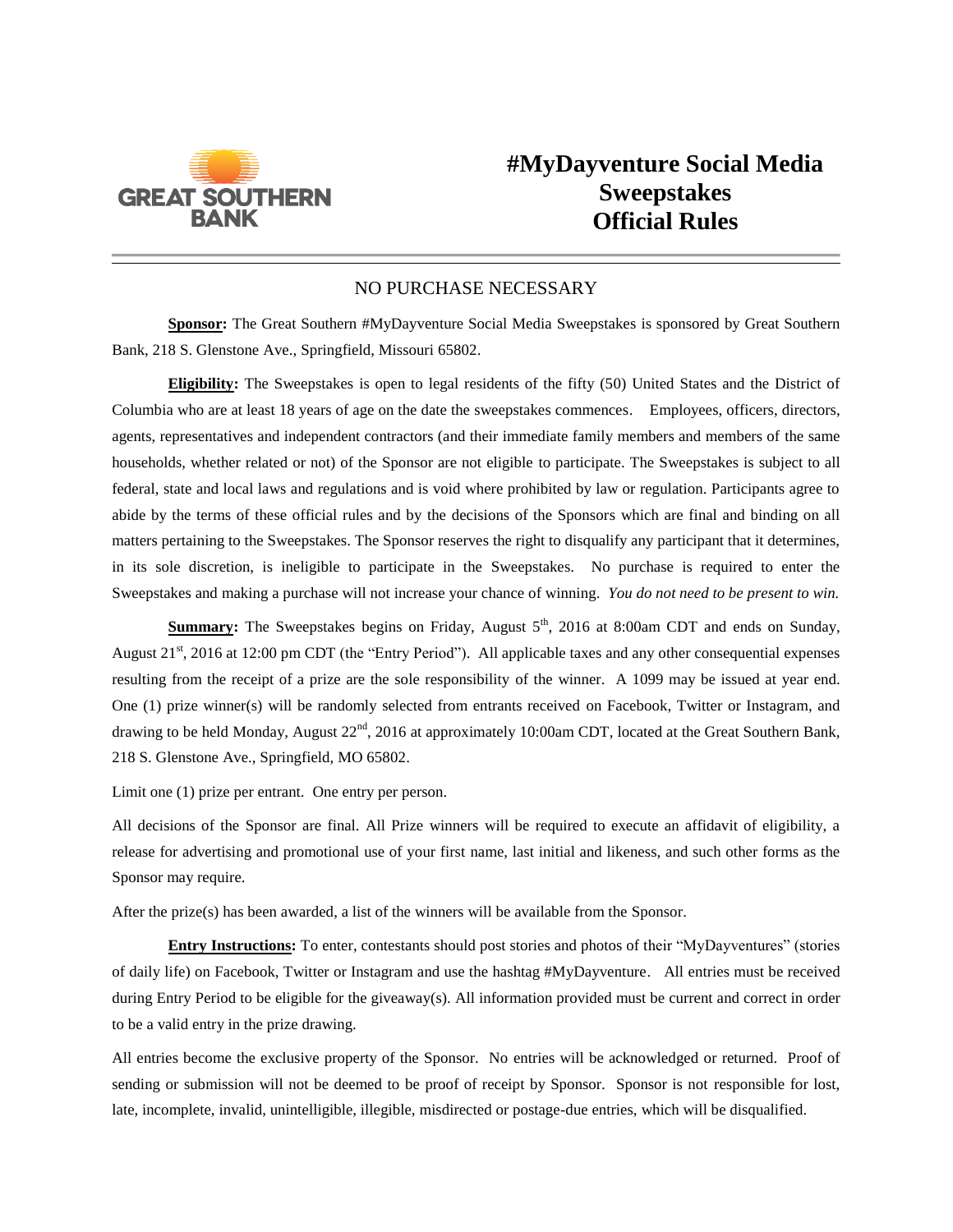GREAT SOUTHERN BANK

# #MyDayventure Social Media Sweepstakes Official Rules

NO PURCHASE NECESSARY

**Sponsor:** The Great Southern #MyDayventure Social Media Sweepstakes is sponsored by Great Southern Bank, 218 S. Glenstone Ave., Springfield, Missouri 65802.

**Eligibility:** The Sweepstakes is open to legal residents of the fifty (50) United States and the District of Columbia who are at least 18 years of age on the date the sweepstakes commences. Employees, officers, directors, agents, representatives and independent contractors (and their immediate family members and members of the same households, whether related or not) of the Sponsor are not eligible to participate. The Sweepstakes is subject to all federal, state and local laws and regulations and is void where prohibited by law or regulation. Participants agree to abide by the terms of these official rules and by the decisions of the Sponsors which are final and binding on all matters pertaining to the Sweepstakes. The Sponsor reserves the right to disqualify any participant that it determines, in its sole discretion, is ineligible to participate in the Sweepstakes. No purchase is required to enter the Sweepstakes and making a purchase will not increase your chance of winning. *You do not need to be present to win.*

**Summary:** The Sweepstakes begins on Friday, August 5th, 2016 at 8:00am CDT and ends on Sunday, August 21st, 2016 at 12:00 pm CDT (the "Entry Period"). All applicable taxes and any other consequential expenses resulting from the receipt of a prize are the sole responsibility of the winner. A 1099 may be issued at year end. One (1) prize winner(s) will be randomly selected from entrants received on Facebook, Twitter or Instagram, and drawing to be held Monday, August 22nd, 2016 at approximately 10:00am CDT, located at the Great Southern Bank, 218 S. Glenstone Ave., Springfield, MO 65802.

Limit one (1) prize per entrant. One entry per person.

All decisions of the Sponsor are final. All Prize winners will be required to execute an affidavit of eligibility, a release for advertising and promotional use of your first name, last initial and likeness, and such other forms as the Sponsor may require.

After the prize(s) has been awarded, a list of the winners will be available from the Sponsor.

**Entry Instructions:** To enter, contestants should post stories and photos of their "MyDayventures" (stories of daily life) on Facebook, Twitter or Instagram and use the hashtag #MyDayventure. All entries must be received during Entry Period to be eligible for the giveaway(s). All information provided must be current and correct in order to be a valid entry in the prize drawing.

All entries become the exclusive property of the Sponsor. No entries will be acknowledged or returned. Proof of sending or submission will not be deemed to be proof of receipt by Sponsor. Sponsor is not responsible for lost, late, incomplete, invalid, unintelligible, illegible, misdirected or postage-due entries, which will be disqualified.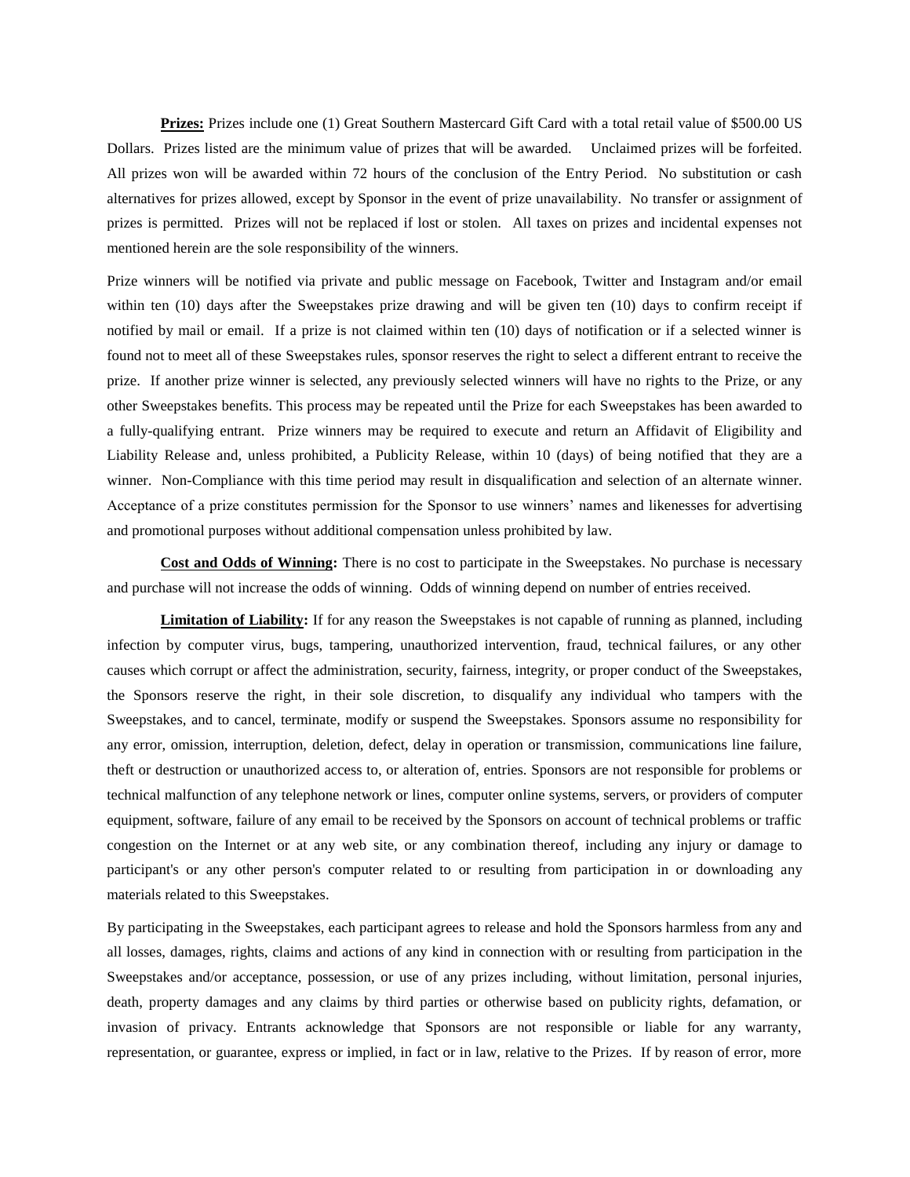**Prizes:** Prizes include one (1) Great Southern Mastercard Gift Card with a total retail value of $500.00 US Dollars. Prizes listed are the minimum value of prizes that will be awarded. Unclaimed prizes will be forfeited. All prizes won will be awarded within 72 hours of the conclusion of the Entry Period. No substitution or cash alternatives for prizes allowed, except by Sponsor in the event of prize unavailability. No transfer or assignment of prizes is permitted. Prizes will not be replaced if lost or stolen. All taxes on prizes and incidental expenses not mentioned herein are the sole responsibility of the winners.

Prize winners will be notified via private and public message on Facebook, Twitter and Instagram and/or email within ten (10) days after the Sweepstakes prize drawing and will be given ten (10) days to confirm receipt if notified by mail or email. If a prize is not claimed within ten (10) days of notification or if a selected winner is found not to meet all of these Sweepstakes rules, sponsor reserves the right to select a different entrant to receive the prize. If another prize winner is selected, any previously selected winners will have no rights to the Prize, or any other Sweepstakes benefits. This process may be repeated until the Prize for each Sweepstakes has been awarded to a fully-qualifying entrant. Prize winners may be required to execute and return an Affidavit of Eligibility and Liability Release and, unless prohibited, a Publicity Release, within 10 (days) of being notified that they are a winner. Non-Compliance with this time period may result in disqualification and selection of an alternate winner. Acceptance of a prize constitutes permission for the Sponsor to use winners' names and likenesses for advertising and promotional purposes without additional compensation unless prohibited by law.

**Cost and Odds of Winning:** There is no cost to participate in the Sweepstakes. No purchase is necessary and purchase will not increase the odds of winning. Odds of winning depend on number of entries received.

**Limitation of Liability:** If for any reason the Sweepstakes is not capable of running as planned, including infection by computer virus, bugs, tampering, unauthorized intervention, fraud, technical failures, or any other causes which corrupt or affect the administration, security, fairness, integrity, or proper conduct of the Sweepstakes, the Sponsors reserve the right, in their sole discretion, to disqualify any individual who tampers with the Sweepstakes, and to cancel, terminate, modify or suspend the Sweepstakes. Sponsors assume no responsibility for any error, omission, interruption, deletion, defect, delay in operation or transmission, communications line failure, theft or destruction or unauthorized access to, or alteration of, entries. Sponsors are not responsible for problems or technical malfunction of any telephone network or lines, computer online systems, servers, or providers of computer equipment, software, failure of any email to be received by the Sponsors on account of technical problems or traffic congestion on the Internet or at any web site, or any combination thereof, including any injury or damage to participant's or any other person's computer related to or resulting from participation in or downloading any materials related to this Sweepstakes.

By participating in the Sweepstakes, each participant agrees to release and hold the Sponsors harmless from any and all losses, damages, rights, claims and actions of any kind in connection with or resulting from participation in the Sweepstakes and/or acceptance, possession, or use of any prizes including, without limitation, personal injuries, death, property damages and any claims by third parties or otherwise based on publicity rights, defamation, or invasion of privacy. Entrants acknowledge that Sponsors are not responsible or liable for any warranty, representation, or guarantee, express or implied, in fact or in law, relative to the Prizes. If by reason of error, more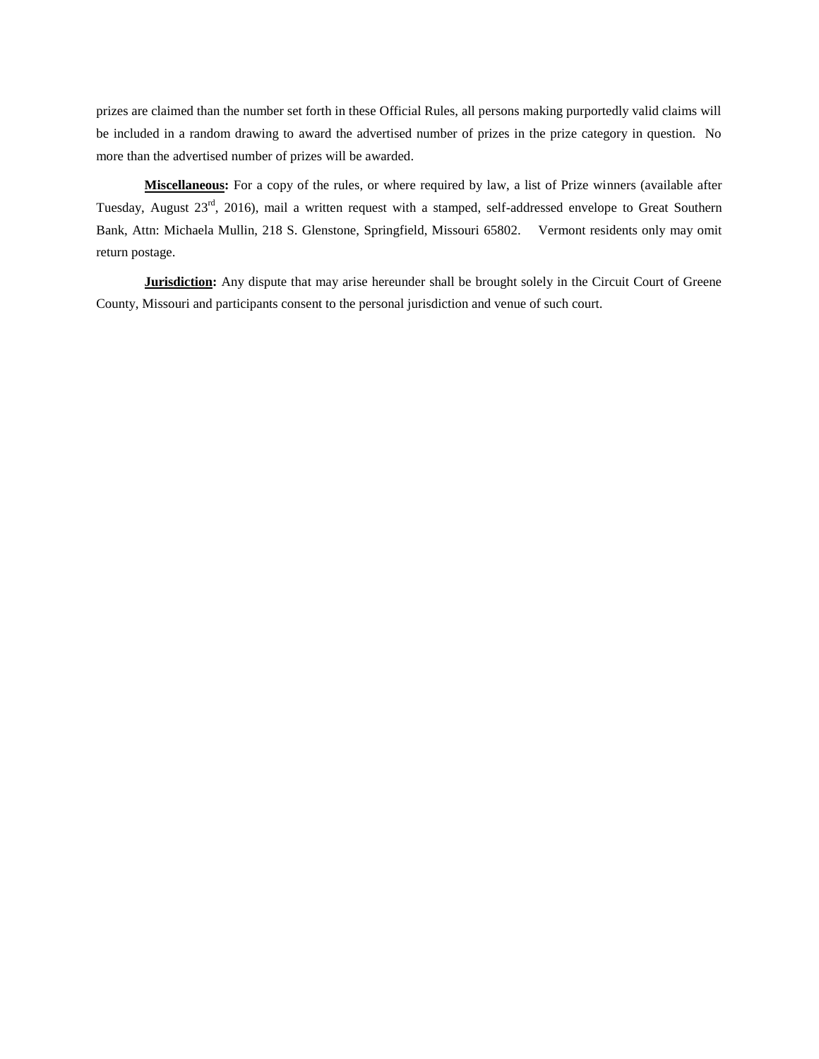prizes are claimed than the number set forth in these Official Rules, all persons making purportedly valid claims will be included in a random drawing to award the advertised number of prizes in the prize category in question. No more than the advertised number of prizes will be awarded.

**Miscellaneous:** For a copy of the rules, or where required by law, a list of Prize winners (available after Tuesday, August 23rd, 2016), mail a written request with a stamped, self-addressed envelope to Great Southern Bank, Attn: Michaela Mullin, 218 S. Glenstone, Springfield, Missouri 65802. Vermont residents only may omit return postage.

**Jurisdiction:** Any dispute that may arise hereunder shall be brought solely in the Circuit Court of Greene County, Missouri and participants consent to the personal jurisdiction and venue of such court.